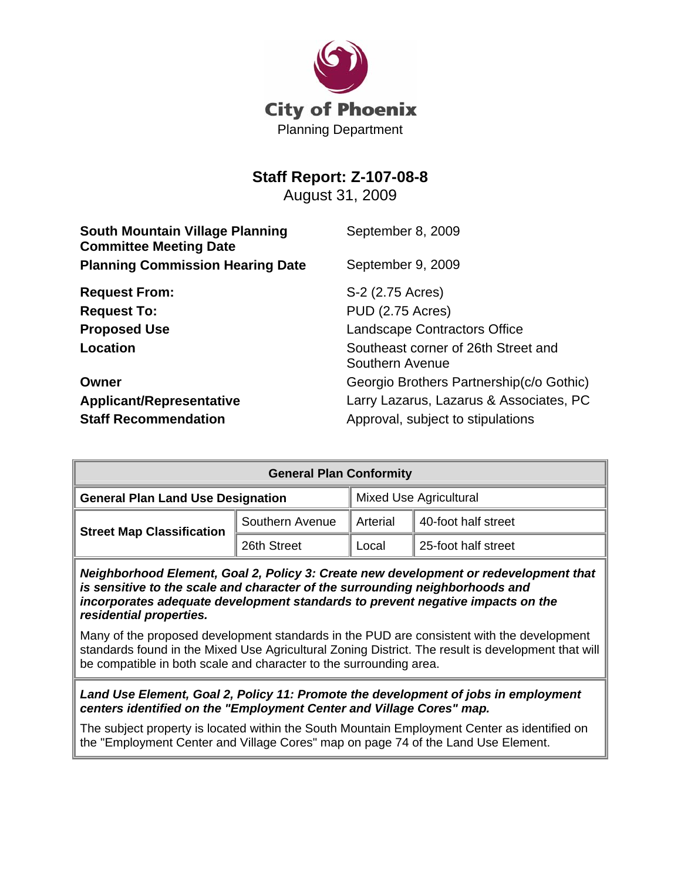City of Phoenix

Planning Department

# Staff Report: Z-107-08-8

August 31, 2009

| | |
|---|---|
| **South Mountain Village Planning Committee Meeting Date** | September 8, 2009 |
| **Planning Commission Hearing Date** | September 9, 2009 |
| **Request From:** | S-2 (2.75 Acres) |
| **Request To:** | PUD (2.75 Acres) |
| **Proposed Use** | Landscape Contractors Office |
| **Location** | Southeast corner of 26th Street and Southern Avenue |
| **Owner** | Georgio Brothers Partnership(c/o Gothic) |
| **Applicant/Representative** | Larry Lazarus, Lazarus & Associates, PC |
| **Staff Recommendation** | Approval, subject to stipulations |

| **General Plan Conformity** | | | |
|---|---|---|---|
| **General Plan Land Use Designation** | Mixed Use Agricultural | | |
| **Street Map Classification** | Southern Avenue | Arterial | 40-foot half street |
| | 26th Street | Local | 25-foot half street |

***Neighborhood Element, Goal 2, Policy 3: Create new development or redevelopment that is sensitive to the scale and character of the surrounding neighborhoods and incorporates adequate development standards to prevent negative impacts on the residential properties.***

Many of the proposed development standards in the PUD are consistent with the development standards found in the Mixed Use Agricultural Zoning District. The result is development that will be compatible in both scale and character to the surrounding area.

***Land Use Element, Goal 2, Policy 11: Promote the development of jobs in employment centers identified on the "Employment Center and Village Cores" map.***

The subject property is located within the South Mountain Employment Center as identified on the "Employment Center and Village Cores" map on page 74 of the Land Use Element.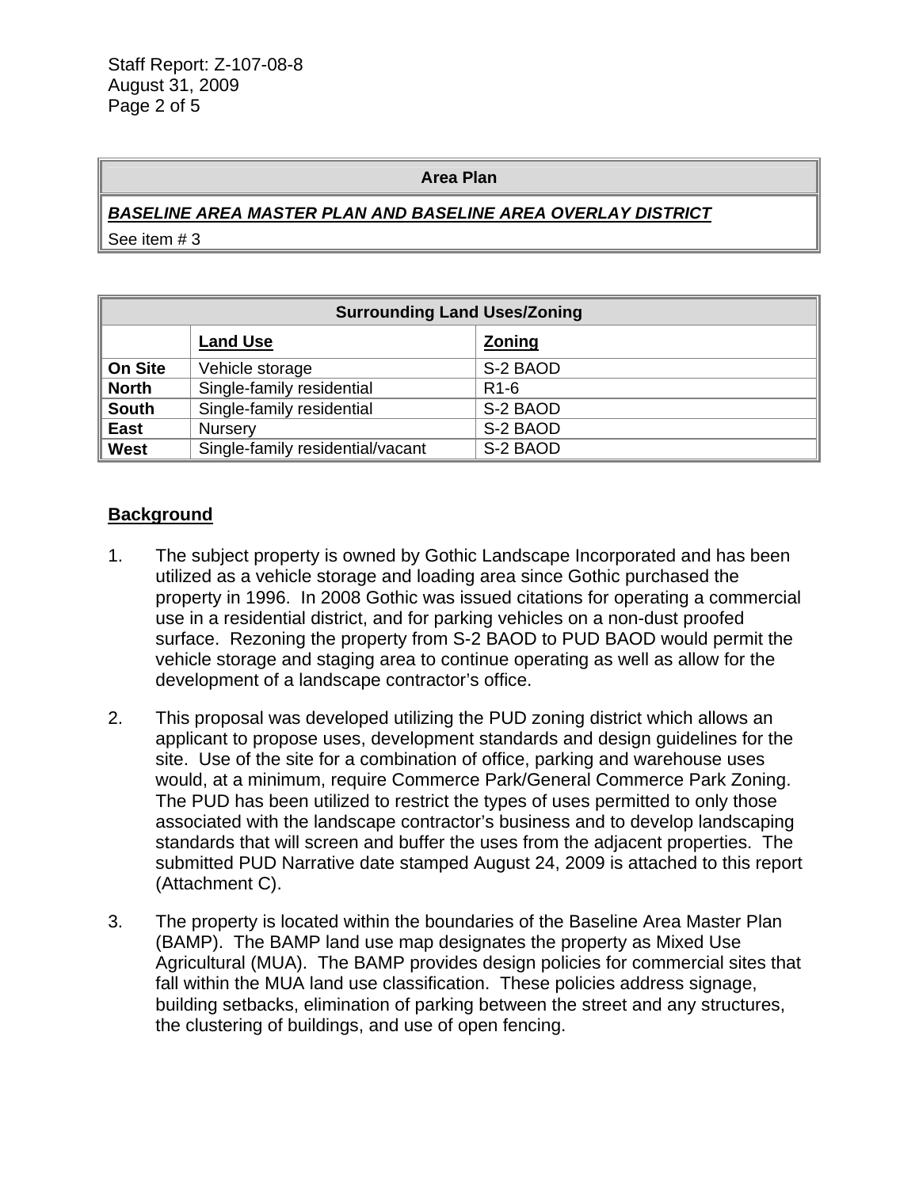| Area Plan |
| --- |
| ***BASELINE AREA MASTER PLAN AND BASELINE AREA OVERLAY DISTRICT*** |
| See item # 3 |

| Surrounding Land Uses/Zoning | | |
| --- | --- | --- |
| | **Land Use** | **Zoning** |
| **On Site** | Vehicle storage | S-2 BAOD |
| **North** | Single-family residential | R1-6 |
| **South** | Single-family residential | S-2 BAOD |
| **East** | Nursery | S-2 BAOD |
| **West** | Single-family residential/vacant | S-2 BAOD |

## Background

1. The subject property is owned by Gothic Landscape Incorporated and has been utilized as a vehicle storage and loading area since Gothic purchased the property in 1996. In 2008 Gothic was issued citations for operating a commercial use in a residential district, and for parking vehicles on a non-dust proofed surface. Rezoning the property from S-2 BAOD to PUD BAOD would permit the vehicle storage and staging area to continue operating as well as allow for the development of a landscape contractor's office.

2. This proposal was developed utilizing the PUD zoning district which allows an applicant to propose uses, development standards and design guidelines for the site. Use of the site for a combination of office, parking and warehouse uses would, at a minimum, require Commerce Park/General Commerce Park Zoning. The PUD has been utilized to restrict the types of uses permitted to only those associated with the landscape contractor's business and to develop landscaping standards that will screen and buffer the uses from the adjacent properties. The submitted PUD Narrative date stamped August 24, 2009 is attached to this report (Attachment C).

3. The property is located within the boundaries of the Baseline Area Master Plan (BAMP). The BAMP land use map designates the property as Mixed Use Agricultural (MUA). The BAMP provides design policies for commercial sites that fall within the MUA land use classification. These policies address signage, building setbacks, elimination of parking between the street and any structures, the clustering of buildings, and use of open fencing.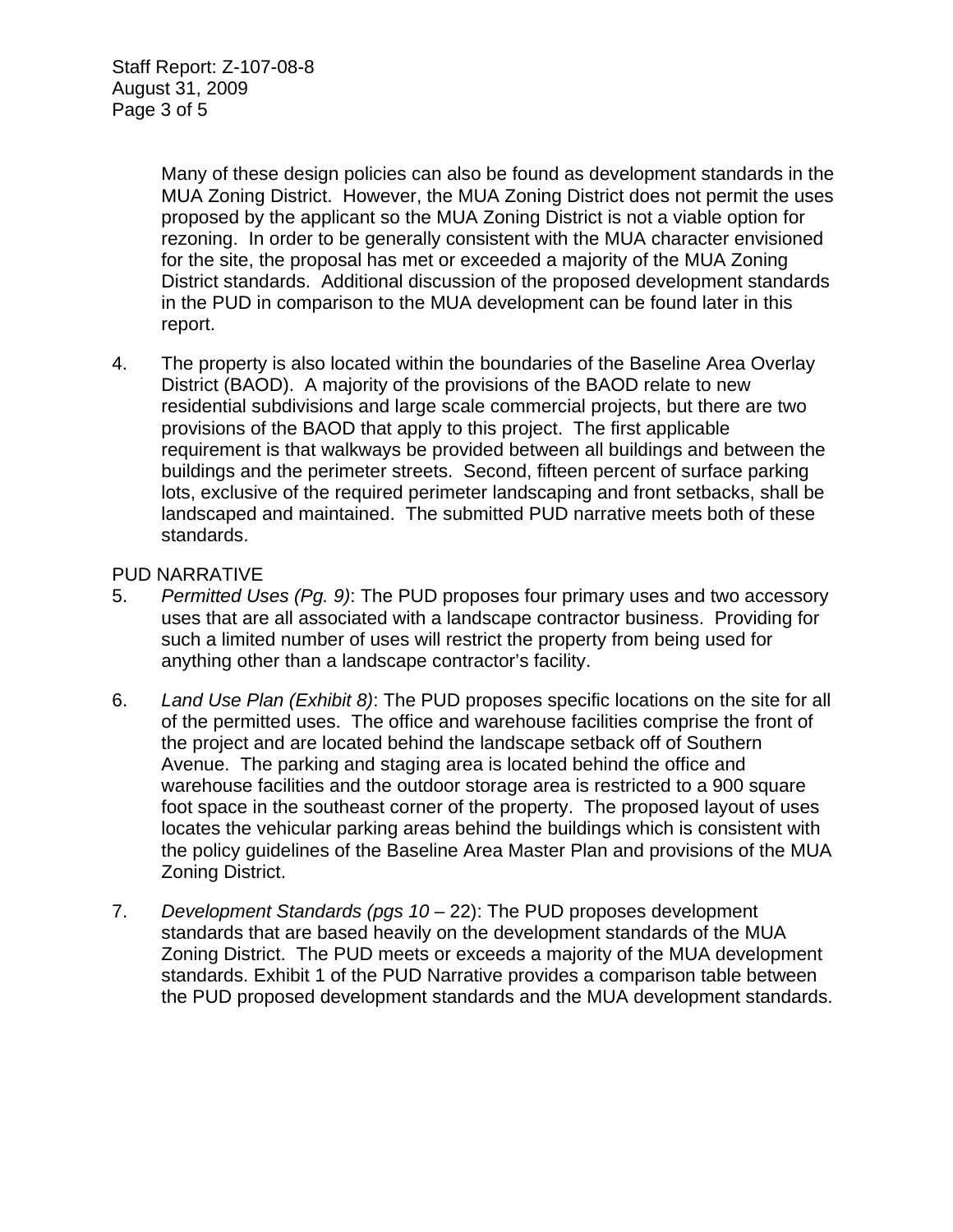Many of these design policies can also be found as development standards in the MUA Zoning District. However, the MUA Zoning District does not permit the uses proposed by the applicant so the MUA Zoning District is not a viable option for rezoning. In order to be generally consistent with the MUA character envisioned for the site, the proposal has met or exceeded a majority of the MUA Zoning District standards. Additional discussion of the proposed development standards in the PUD in comparison to the MUA development can be found later in this report.

4. The property is also located within the boundaries of the Baseline Area Overlay District (BAOD). A majority of the provisions of the BAOD relate to new residential subdivisions and large scale commercial projects, but there are two provisions of the BAOD that apply to this project. The first applicable requirement is that walkways be provided between all buildings and between the buildings and the perimeter streets. Second, fifteen percent of surface parking lots, exclusive of the required perimeter landscaping and front setbacks, shall be landscaped and maintained. The submitted PUD narrative meets both of these standards.

PUD NARRATIVE

5. *Permitted Uses (Pg. 9)*: The PUD proposes four primary uses and two accessory uses that are all associated with a landscape contractor business. Providing for such a limited number of uses will restrict the property from being used for anything other than a landscape contractor's facility.

6. *Land Use Plan (Exhibit 8)*: The PUD proposes specific locations on the site for all of the permitted uses. The office and warehouse facilities comprise the front of the project and are located behind the landscape setback off of Southern Avenue. The parking and staging area is located behind the office and warehouse facilities and the outdoor storage area is restricted to a 900 square foot space in the southeast corner of the property. The proposed layout of uses locates the vehicular parking areas behind the buildings which is consistent with the policy guidelines of the Baseline Area Master Plan and provisions of the MUA Zoning District.

7. *Development Standards (pgs 10 –* 22): The PUD proposes development standards that are based heavily on the development standards of the MUA Zoning District. The PUD meets or exceeds a majority of the MUA development standards. Exhibit 1 of the PUD Narrative provides a comparison table between the PUD proposed development standards and the MUA development standards.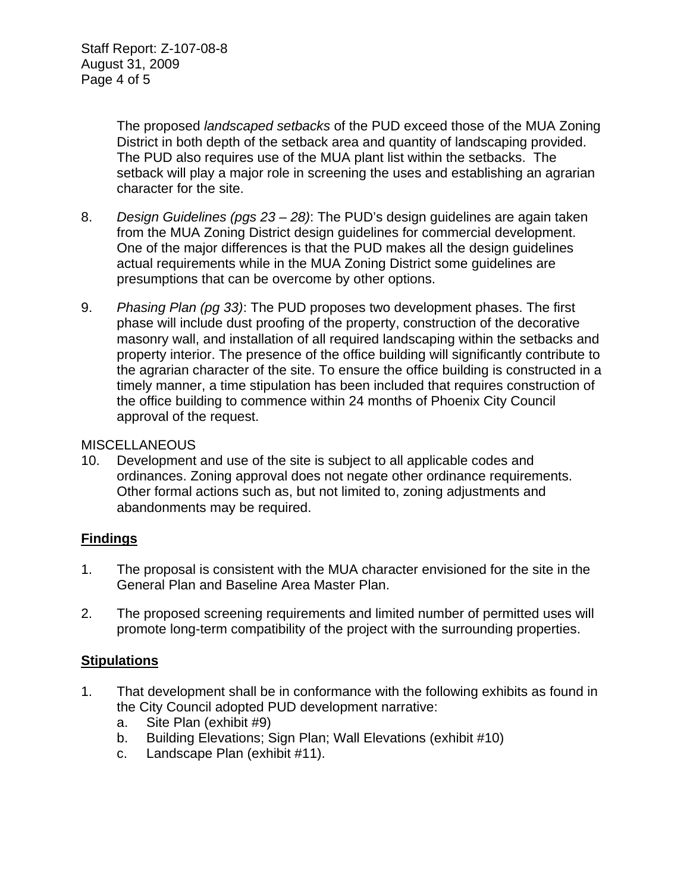The proposed *landscaped setbacks* of the PUD exceed those of the MUA Zoning District in both depth of the setback area and quantity of landscaping provided. The PUD also requires use of the MUA plant list within the setbacks. The setback will play a major role in screening the uses and establishing an agrarian character for the site.

8. *Design Guidelines (pgs 23 – 28)*: The PUD's design guidelines are again taken from the MUA Zoning District design guidelines for commercial development. One of the major differences is that the PUD makes all the design guidelines actual requirements while in the MUA Zoning District some guidelines are presumptions that can be overcome by other options.

9. *Phasing Plan (pg 33)*: The PUD proposes two development phases. The first phase will include dust proofing of the property, construction of the decorative masonry wall, and installation of all required landscaping within the setbacks and property interior. The presence of the office building will significantly contribute to the agrarian character of the site. To ensure the office building is constructed in a timely manner, a time stipulation has been included that requires construction of the office building to commence within 24 months of Phoenix City Council approval of the request.

MISCELLANEOUS

10. Development and use of the site is subject to all applicable codes and ordinances. Zoning approval does not negate other ordinance requirements. Other formal actions such as, but not limited to, zoning adjustments and abandonments may be required.

## Findings

1. The proposal is consistent with the MUA character envisioned for the site in the General Plan and Baseline Area Master Plan.

2. The proposed screening requirements and limited number of permitted uses will promote long-term compatibility of the project with the surrounding properties.

## Stipulations

1. That development shall be in conformance with the following exhibits as found in the City Council adopted PUD development narrative:
   a. Site Plan (exhibit #9)
   b. Building Elevations; Sign Plan; Wall Elevations (exhibit #10)
   c. Landscape Plan (exhibit #11).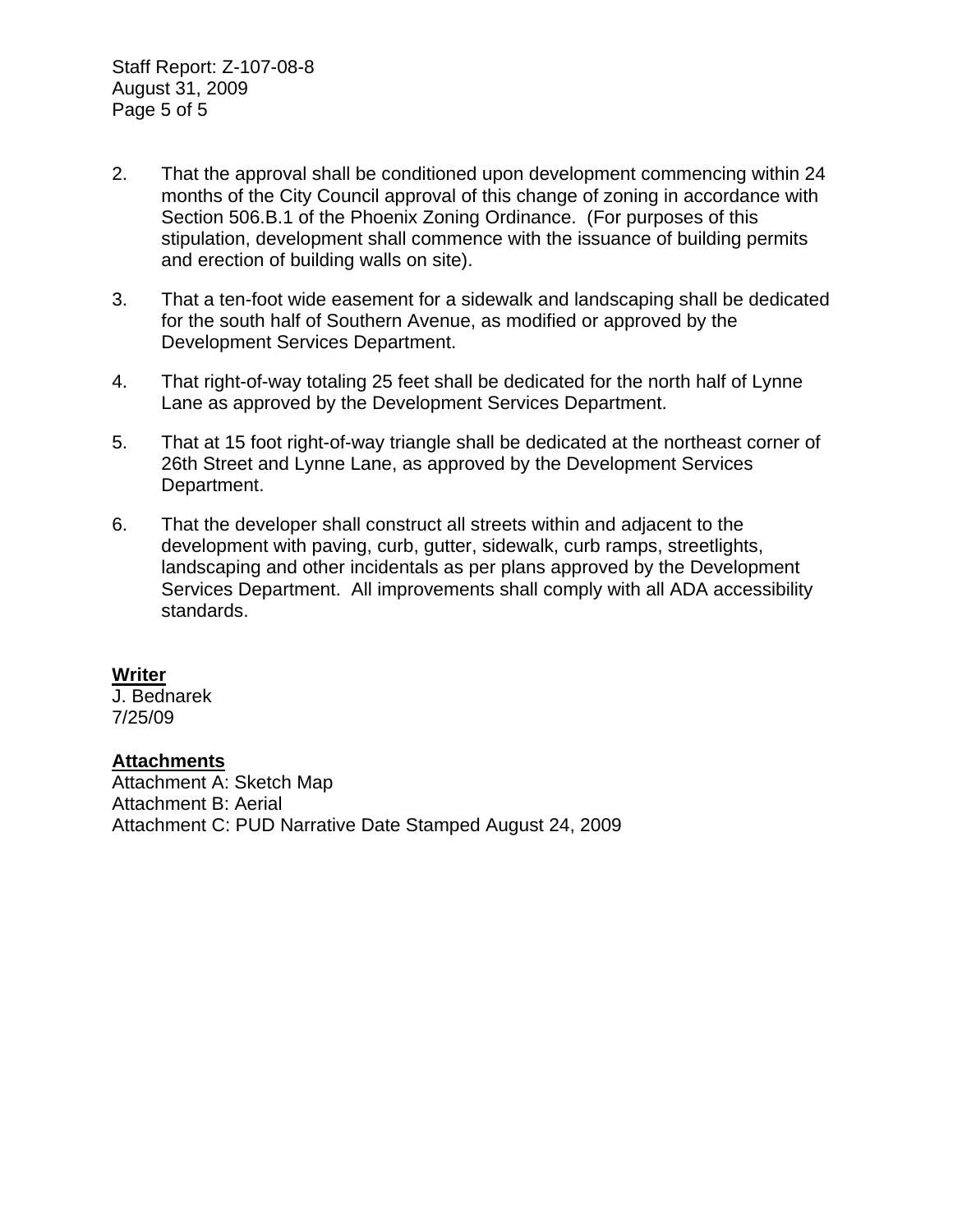2. That the approval shall be conditioned upon development commencing within 24 months of the City Council approval of this change of zoning in accordance with Section 506.B.1 of the Phoenix Zoning Ordinance. (For purposes of this stipulation, development shall commence with the issuance of building permits and erection of building walls on site).

3. That a ten-foot wide easement for a sidewalk and landscaping shall be dedicated for the south half of Southern Avenue, as modified or approved by the Development Services Department.

4. That right-of-way totaling 25 feet shall be dedicated for the north half of Lynne Lane as approved by the Development Services Department.

5. That at 15 foot right-of-way triangle shall be dedicated at the northeast corner of 26th Street and Lynne Lane, as approved by the Development Services Department.

6. That the developer shall construct all streets within and adjacent to the development with paving, curb, gutter, sidewalk, curb ramps, streetlights, landscaping and other incidentals as per plans approved by the Development Services Department. All improvements shall comply with all ADA accessibility standards.

**Writer**
J. Bednarek
7/25/09

**Attachments**
Attachment A: Sketch Map
Attachment B: Aerial
Attachment C: PUD Narrative Date Stamped August 24, 2009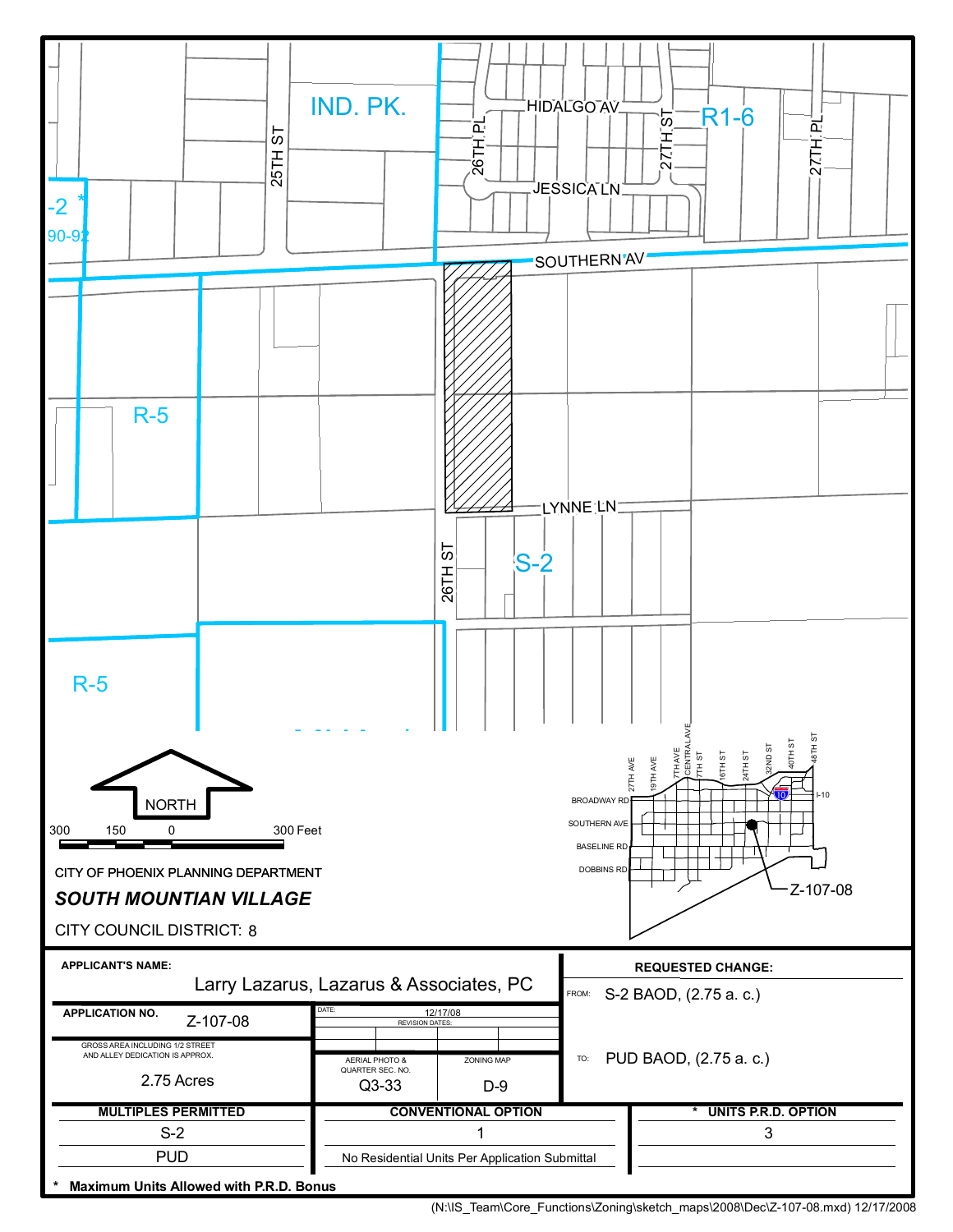IND. PK.

HIDALGO AV

JESSICA LN

R1-6

25TH ST

26TH PL

27TH ST

27TH PL

-2 *

90-92

SOUTHERN AV

R-5

LYNNE LN

S-2

26TH ST

R-5

NORTH

300 150 0 300 Feet

CITY OF PHOENIX PLANNING DEPARTMENT

***SOUTH MOUNTIAN VILLAGE***

CITY COUNCIL DISTRICT: 8

27TH AVE, 19TH AVE, 7TH AVE, CENTRAL AVE, 7TH ST, 16TH ST, 24TH ST, 32ND ST, 40TH ST, 48TH ST

BROADWAY RD, SOUTHERN AVE, BASELINE RD, DOBBINS RD, I-10

Z-107-08

| **APPLICANT'S NAME:** Larry Lazarus, Lazarus & Associates, PC | | | **REQUESTED CHANGE:** |
|---|---|---|---|
| **APPLICATION NO.** Z-107-08 | DATE: 12/17/08 | REVISION DATES: | FROM: S-2 BAOD, (2.75 a. c.) |
| GROSS AREA INCLUDING 1/2 STREET AND ALLEY DEDICATION IS APPROX. 2.75 Acres | AERIAL PHOTO & QUARTER SEC. NO. Q3-33 | ZONING MAP D-9 | TO: PUD BAOD, (2.75 a. c.) |

| **MULTIPLES PERMITTED** | **CONVENTIONAL OPTION** | *** UNITS P.R.D. OPTION** |
|---|---|---|
| S-2 | 1 | 3 |
| PUD | No Residential Units Per Application Submittal | |

\* **Maximum Units Allowed with P.R.D. Bonus**

(N:\IS_Team\Core_Functions\Zoning\sketch_maps\2008\Dec\Z-107-08.mxd) 12/17/2008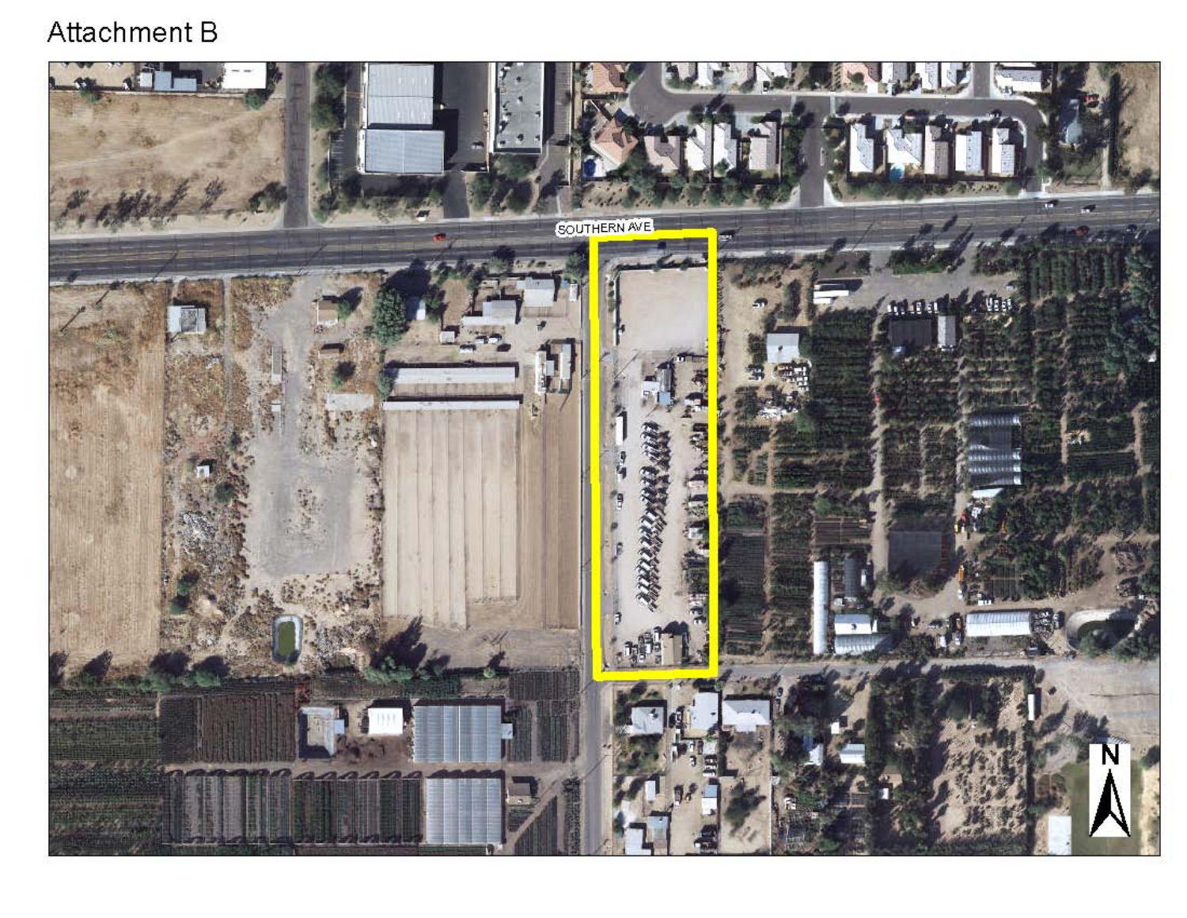Attachment B

SOUTHERN AVE

N